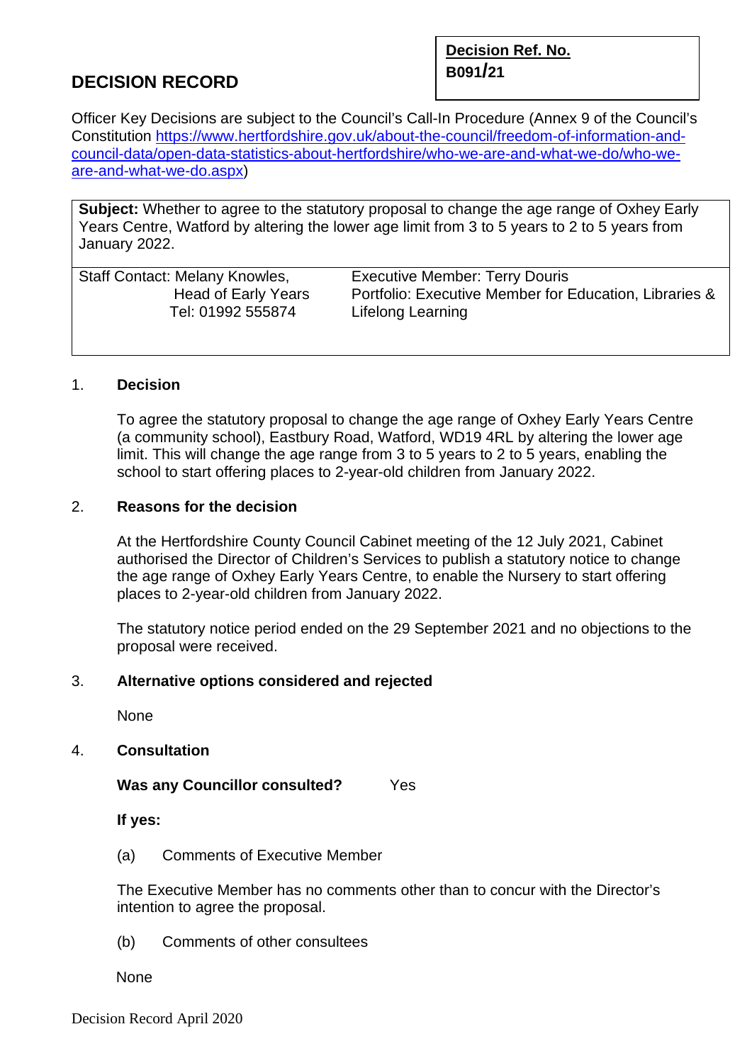# DECISION RECORD

**Decision Ref. No.**
**B091/21**

Officer Key Decisions are subject to the Council's Call-In Procedure (Annex 9 of the Council's Constitution https://www.hertfordshire.gov.uk/about-the-council/freedom-of-information-and-council-data/open-data-statistics-about-hertfordshire/who-we-are-and-what-we-do/who-we-are-and-what-we-do.aspx)

**Subject:** Whether to agree to the statutory proposal to change the age range of Oxhey Early Years Centre, Watford by altering the lower age limit from 3 to 5 years to 2 to 5 years from January 2022.

| Staff Contact: Melany Knowles, Head of Early Years, Tel: 01992 555874 | Executive Member: Terry Douris, Portfolio: Executive Member for Education, Libraries & Lifelong Learning |
|---|---|

## 1. Decision

To agree the statutory proposal to change the age range of Oxhey Early Years Centre (a community school), Eastbury Road, Watford, WD19 4RL by altering the lower age limit. This will change the age range from 3 to 5 years to 2 to 5 years, enabling the school to start offering places to 2-year-old children from January 2022.

## 2. Reasons for the decision

At the Hertfordshire County Council Cabinet meeting of the 12 July 2021, Cabinet authorised the Director of Children's Services to publish a statutory notice to change the age range of Oxhey Early Years Centre, to enable the Nursery to start offering places to 2-year-old children from January 2022.

The statutory notice period ended on the 29 September 2021 and no objections to the proposal were received.

## 3. Alternative options considered and rejected

None

## 4. Consultation

**Was any Councillor consulted?** Yes

**If yes:**

(a) Comments of Executive Member

The Executive Member has no comments other than to concur with the Director's intention to agree the proposal.

(b) Comments of other consultees

None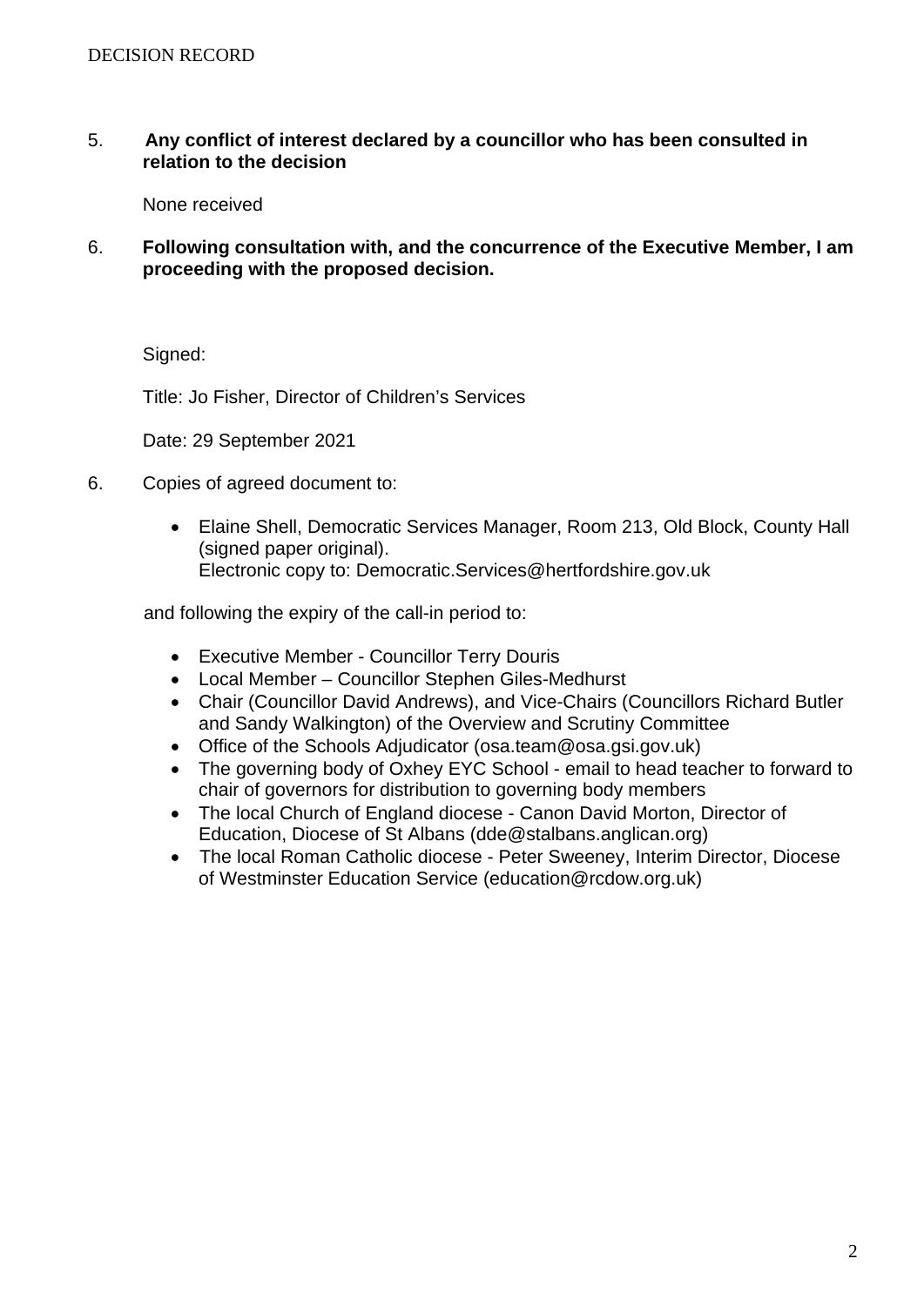5. **Any conflict of interest declared by a councillor who has been consulted in relation to the decision**

   None received

6. **Following consultation with, and the concurrence of the Executive Member, I am proceeding with the proposed decision.**

   Signed:

   Title: Jo Fisher, Director of Children's Services

   Date: 29 September 2021

6. Copies of agreed document to:

   - Elaine Shell, Democratic Services Manager, Room 213, Old Block, County Hall (signed paper original).
     Electronic copy to: Democratic.Services@hertfordshire.gov.uk

   and following the expiry of the call-in period to:

   - Executive Member - Councillor Terry Douris
   - Local Member – Councillor Stephen Giles-Medhurst
   - Chair (Councillor David Andrews), and Vice-Chairs (Councillors Richard Butler and Sandy Walkington) of the Overview and Scrutiny Committee
   - Office of the Schools Adjudicator (osa.team@osa.gsi.gov.uk)
   - The governing body of Oxhey EYC School - email to head teacher to forward to chair of governors for distribution to governing body members
   - The local Church of England diocese - Canon David Morton, Director of Education, Diocese of St Albans (dde@stalbans.anglican.org)
   - The local Roman Catholic diocese - Peter Sweeney, Interim Director, Diocese of Westminster Education Service (education@rcdow.org.uk)